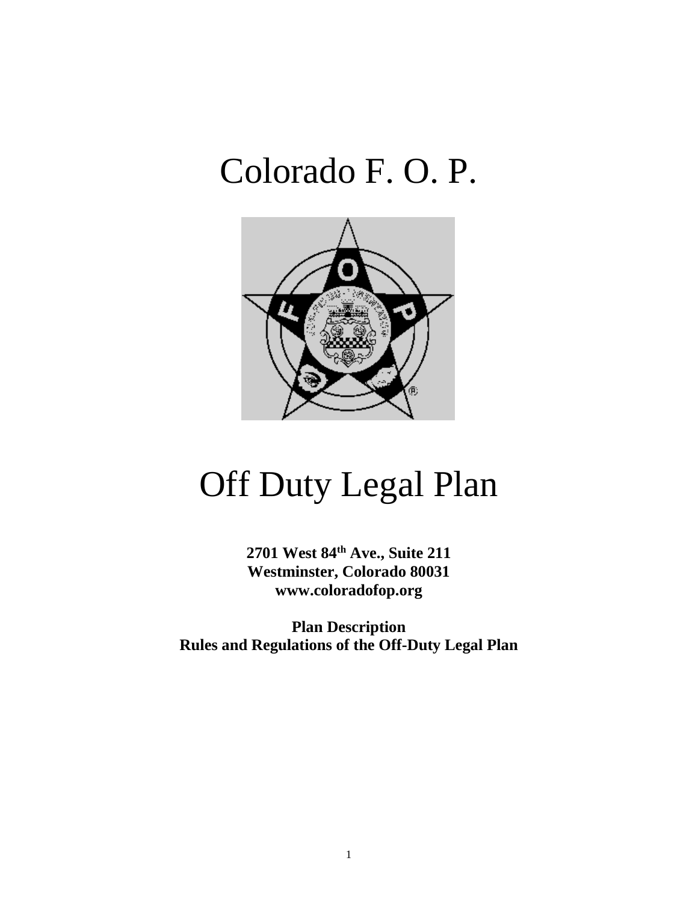# Colorado F. O. P.

# Off Duty Legal Plan

**2701 West 84th Ave., Suite 211**
**Westminster, Colorado 80031**
**www.coloradofop.org**

**Plan Description**
**Rules and Regulations of the Off-Duty Legal Plan**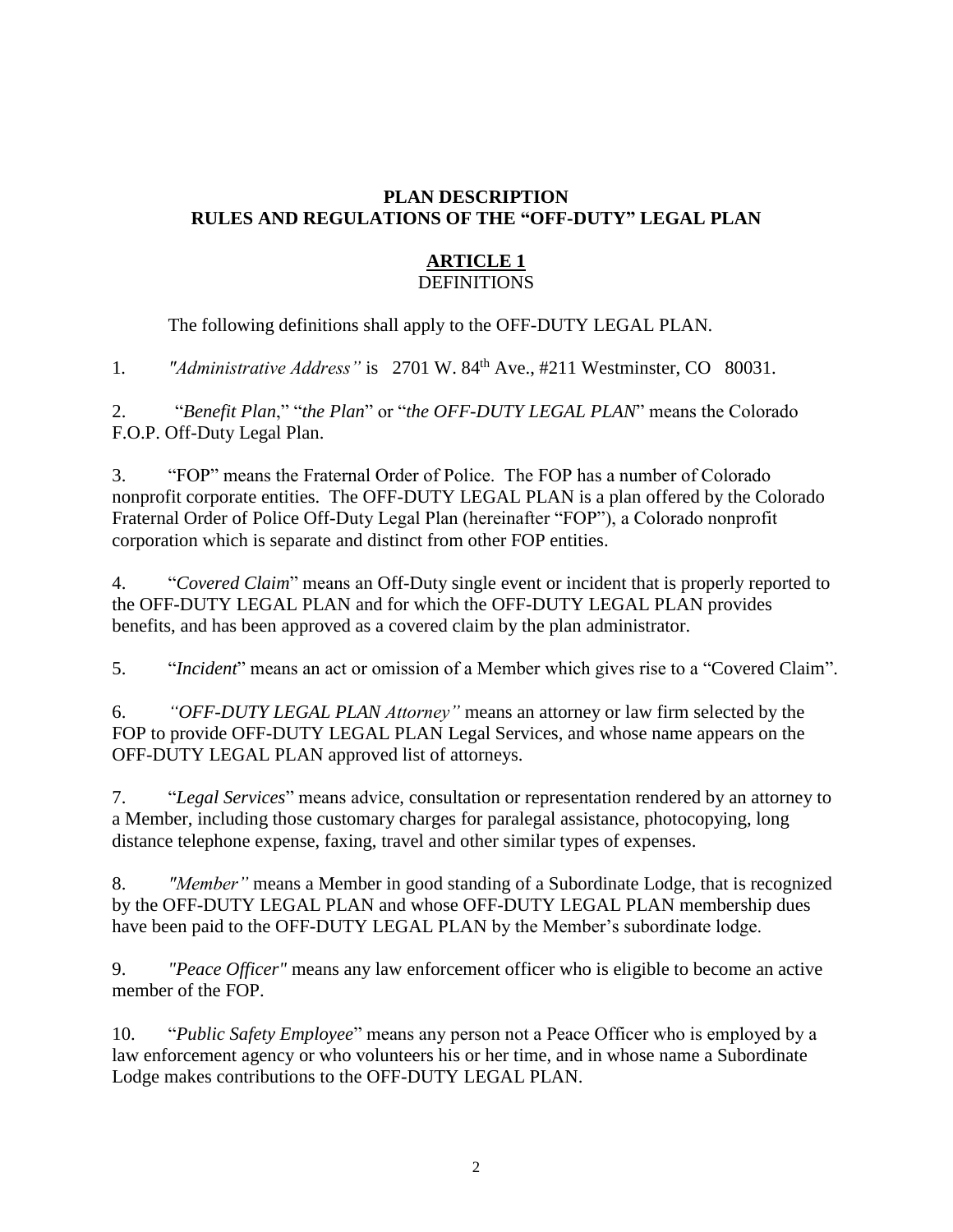## PLAN DESCRIPTION
## RULES AND REGULATIONS OF THE "OFF-DUTY" LEGAL PLAN

### ARTICLE 1
DEFINITIONS

The following definitions shall apply to the OFF-DUTY LEGAL PLAN.

1. *"Administrative Address"* is 2701 W. 84th Ave., #211 Westminster, CO 80031.

2. "*Benefit Plan*," "*the Plan*" or "*the OFF-DUTY LEGAL PLAN*" means the Colorado F.O.P. Off-Duty Legal Plan.

3. "FOP" means the Fraternal Order of Police. The FOP has a number of Colorado nonprofit corporate entities. The OFF-DUTY LEGAL PLAN is a plan offered by the Colorado Fraternal Order of Police Off-Duty Legal Plan (hereinafter "FOP"), a Colorado nonprofit corporation which is separate and distinct from other FOP entities.

4. "*Covered Claim*" means an Off-Duty single event or incident that is properly reported to the OFF-DUTY LEGAL PLAN and for which the OFF-DUTY LEGAL PLAN provides benefits, and has been approved as a covered claim by the plan administrator.

5. "*Incident*" means an act or omission of a Member which gives rise to a "Covered Claim".

6. *"OFF-DUTY LEGAL PLAN Attorney"* means an attorney or law firm selected by the FOP to provide OFF-DUTY LEGAL PLAN Legal Services, and whose name appears on the OFF-DUTY LEGAL PLAN approved list of attorneys.

7. "*Legal Services*" means advice, consultation or representation rendered by an attorney to a Member, including those customary charges for paralegal assistance, photocopying, long distance telephone expense, faxing, travel and other similar types of expenses.

8. *"Member"* means a Member in good standing of a Subordinate Lodge, that is recognized by the OFF-DUTY LEGAL PLAN and whose OFF-DUTY LEGAL PLAN membership dues have been paid to the OFF-DUTY LEGAL PLAN by the Member's subordinate lodge.

9. *"Peace Officer"* means any law enforcement officer who is eligible to become an active member of the FOP.

10. "*Public Safety Employee*" means any person not a Peace Officer who is employed by a law enforcement agency or who volunteers his or her time, and in whose name a Subordinate Lodge makes contributions to the OFF-DUTY LEGAL PLAN.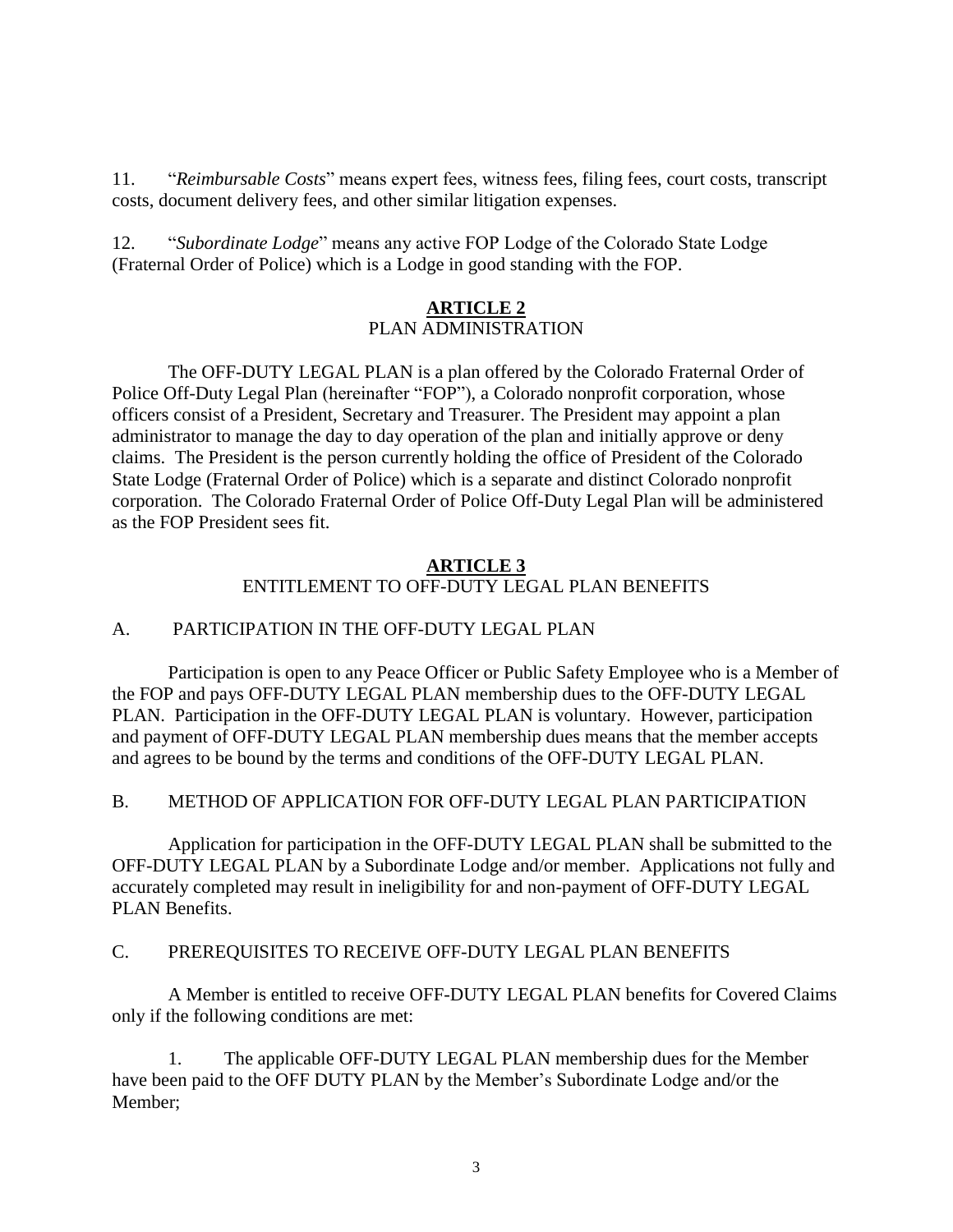11. "*Reimbursable Costs*" means expert fees, witness fees, filing fees, court costs, transcript costs, document delivery fees, and other similar litigation expenses.

12. "*Subordinate Lodge*" means any active FOP Lodge of the Colorado State Lodge (Fraternal Order of Police) which is a Lodge in good standing with the FOP.

## ARTICLE 2
### PLAN ADMINISTRATION

The OFF-DUTY LEGAL PLAN is a plan offered by the Colorado Fraternal Order of Police Off-Duty Legal Plan (hereinafter "FOP"), a Colorado nonprofit corporation, whose officers consist of a President, Secretary and Treasurer. The President may appoint a plan administrator to manage the day to day operation of the plan and initially approve or deny claims. The President is the person currently holding the office of President of the Colorado State Lodge (Fraternal Order of Police) which is a separate and distinct Colorado nonprofit corporation. The Colorado Fraternal Order of Police Off-Duty Legal Plan will be administered as the FOP President sees fit.

## ARTICLE 3
### ENTITLEMENT TO OFF-DUTY LEGAL PLAN BENEFITS

A. PARTICIPATION IN THE OFF-DUTY LEGAL PLAN

Participation is open to any Peace Officer or Public Safety Employee who is a Member of the FOP and pays OFF-DUTY LEGAL PLAN membership dues to the OFF-DUTY LEGAL PLAN. Participation in the OFF-DUTY LEGAL PLAN is voluntary. However, participation and payment of OFF-DUTY LEGAL PLAN membership dues means that the member accepts and agrees to be bound by the terms and conditions of the OFF-DUTY LEGAL PLAN.

B. METHOD OF APPLICATION FOR OFF-DUTY LEGAL PLAN PARTICIPATION

Application for participation in the OFF-DUTY LEGAL PLAN shall be submitted to the OFF-DUTY LEGAL PLAN by a Subordinate Lodge and/or member. Applications not fully and accurately completed may result in ineligibility for and non-payment of OFF-DUTY LEGAL PLAN Benefits.

C. PREREQUISITES TO RECEIVE OFF-DUTY LEGAL PLAN BENEFITS

A Member is entitled to receive OFF-DUTY LEGAL PLAN benefits for Covered Claims only if the following conditions are met:

1. The applicable OFF-DUTY LEGAL PLAN membership dues for the Member have been paid to the OFF DUTY PLAN by the Member's Subordinate Lodge and/or the Member;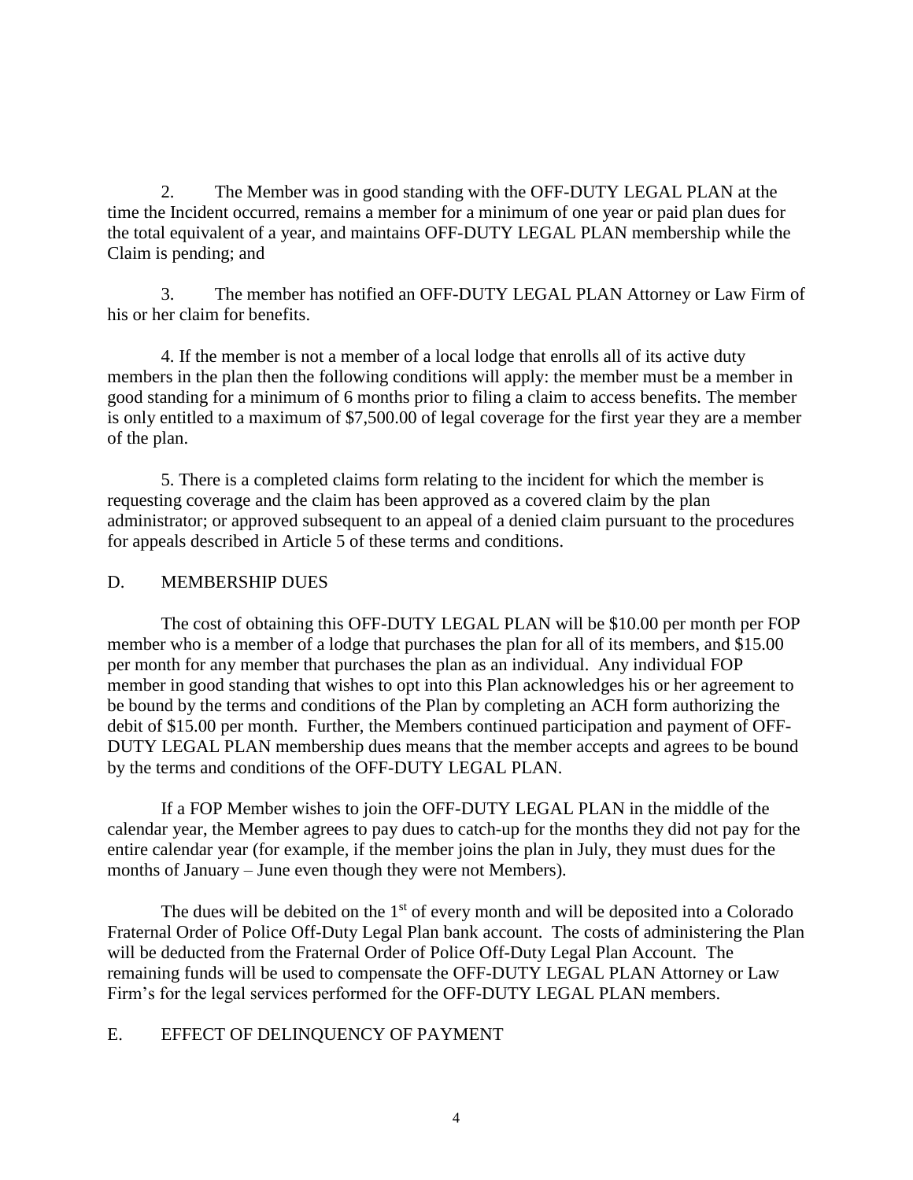2. The Member was in good standing with the OFF-DUTY LEGAL PLAN at the time the Incident occurred, remains a member for a minimum of one year or paid plan dues for the total equivalent of a year, and maintains OFF-DUTY LEGAL PLAN membership while the Claim is pending; and

3. The member has notified an OFF-DUTY LEGAL PLAN Attorney or Law Firm of his or her claim for benefits.

4. If the member is not a member of a local lodge that enrolls all of its active duty members in the plan then the following conditions will apply: the member must be a member in good standing for a minimum of 6 months prior to filing a claim to access benefits. The member is only entitled to a maximum of $7,500.00 of legal coverage for the first year they are a member of the plan.

5. There is a completed claims form relating to the incident for which the member is requesting coverage and the claim has been approved as a covered claim by the plan administrator; or approved subsequent to an appeal of a denied claim pursuant to the procedures for appeals described in Article 5 of these terms and conditions.

## D. MEMBERSHIP DUES

The cost of obtaining this OFF-DUTY LEGAL PLAN will be $10.00 per month per FOP member who is a member of a lodge that purchases the plan for all of its members, and $15.00 per month for any member that purchases the plan as an individual. Any individual FOP member in good standing that wishes to opt into this Plan acknowledges his or her agreement to be bound by the terms and conditions of the Plan by completing an ACH form authorizing the debit of $15.00 per month. Further, the Members continued participation and payment of OFF-DUTY LEGAL PLAN membership dues means that the member accepts and agrees to be bound by the terms and conditions of the OFF-DUTY LEGAL PLAN.

If a FOP Member wishes to join the OFF-DUTY LEGAL PLAN in the middle of the calendar year, the Member agrees to pay dues to catch-up for the months they did not pay for the entire calendar year (for example, if the member joins the plan in July, they must dues for the months of January – June even though they were not Members).

The dues will be debited on the 1st of every month and will be deposited into a Colorado Fraternal Order of Police Off-Duty Legal Plan bank account. The costs of administering the Plan will be deducted from the Fraternal Order of Police Off-Duty Legal Plan Account. The remaining funds will be used to compensate the OFF-DUTY LEGAL PLAN Attorney or Law Firm's for the legal services performed for the OFF-DUTY LEGAL PLAN members.

## E. EFFECT OF DELINQUENCY OF PAYMENT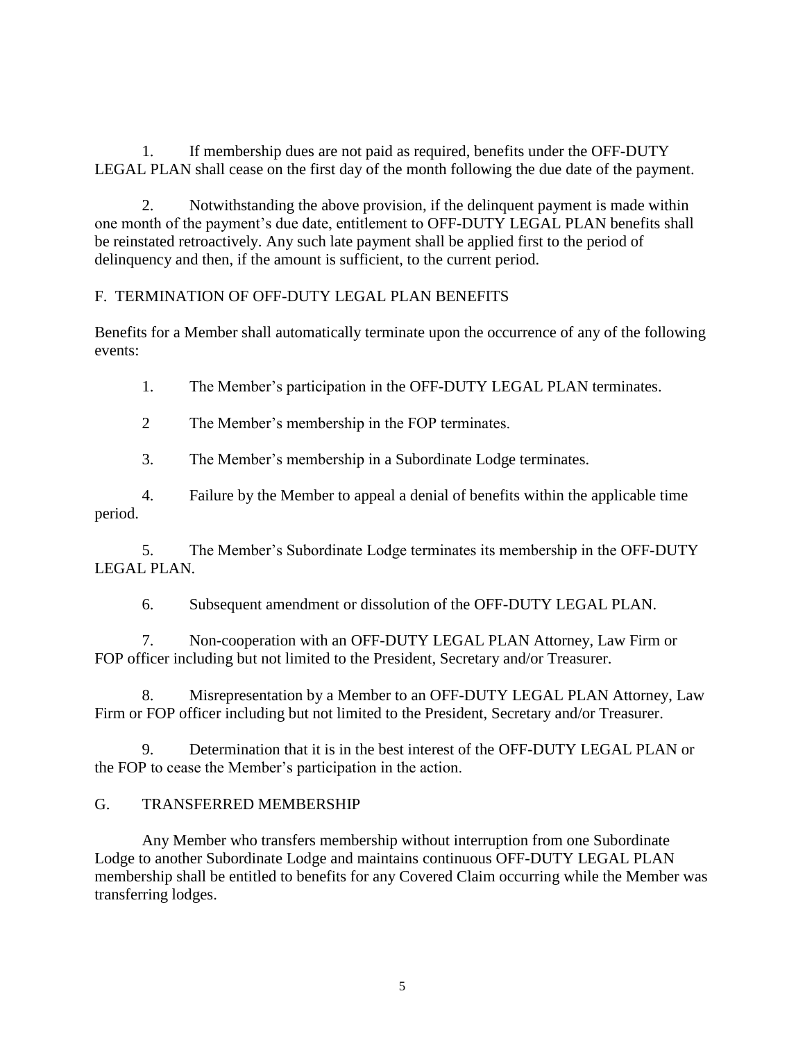1. If membership dues are not paid as required, benefits under the OFF-DUTY LEGAL PLAN shall cease on the first day of the month following the due date of the payment.

2. Notwithstanding the above provision, if the delinquent payment is made within one month of the payment's due date, entitlement to OFF-DUTY LEGAL PLAN benefits shall be reinstated retroactively. Any such late payment shall be applied first to the period of delinquency and then, if the amount is sufficient, to the current period.

## F. TERMINATION OF OFF-DUTY LEGAL PLAN BENEFITS

Benefits for a Member shall automatically terminate upon the occurrence of any of the following events:

1. The Member's participation in the OFF-DUTY LEGAL PLAN terminates.

2 The Member's membership in the FOP terminates.

3. The Member's membership in a Subordinate Lodge terminates.

4. Failure by the Member to appeal a denial of benefits within the applicable time period.

5. The Member's Subordinate Lodge terminates its membership in the OFF-DUTY LEGAL PLAN.

6. Subsequent amendment or dissolution of the OFF-DUTY LEGAL PLAN.

7. Non-cooperation with an OFF-DUTY LEGAL PLAN Attorney, Law Firm or FOP officer including but not limited to the President, Secretary and/or Treasurer.

8. Misrepresentation by a Member to an OFF-DUTY LEGAL PLAN Attorney, Law Firm or FOP officer including but not limited to the President, Secretary and/or Treasurer.

9. Determination that it is in the best interest of the OFF-DUTY LEGAL PLAN or the FOP to cease the Member's participation in the action.

## G. TRANSFERRED MEMBERSHIP

Any Member who transfers membership without interruption from one Subordinate Lodge to another Subordinate Lodge and maintains continuous OFF-DUTY LEGAL PLAN membership shall be entitled to benefits for any Covered Claim occurring while the Member was transferring lodges.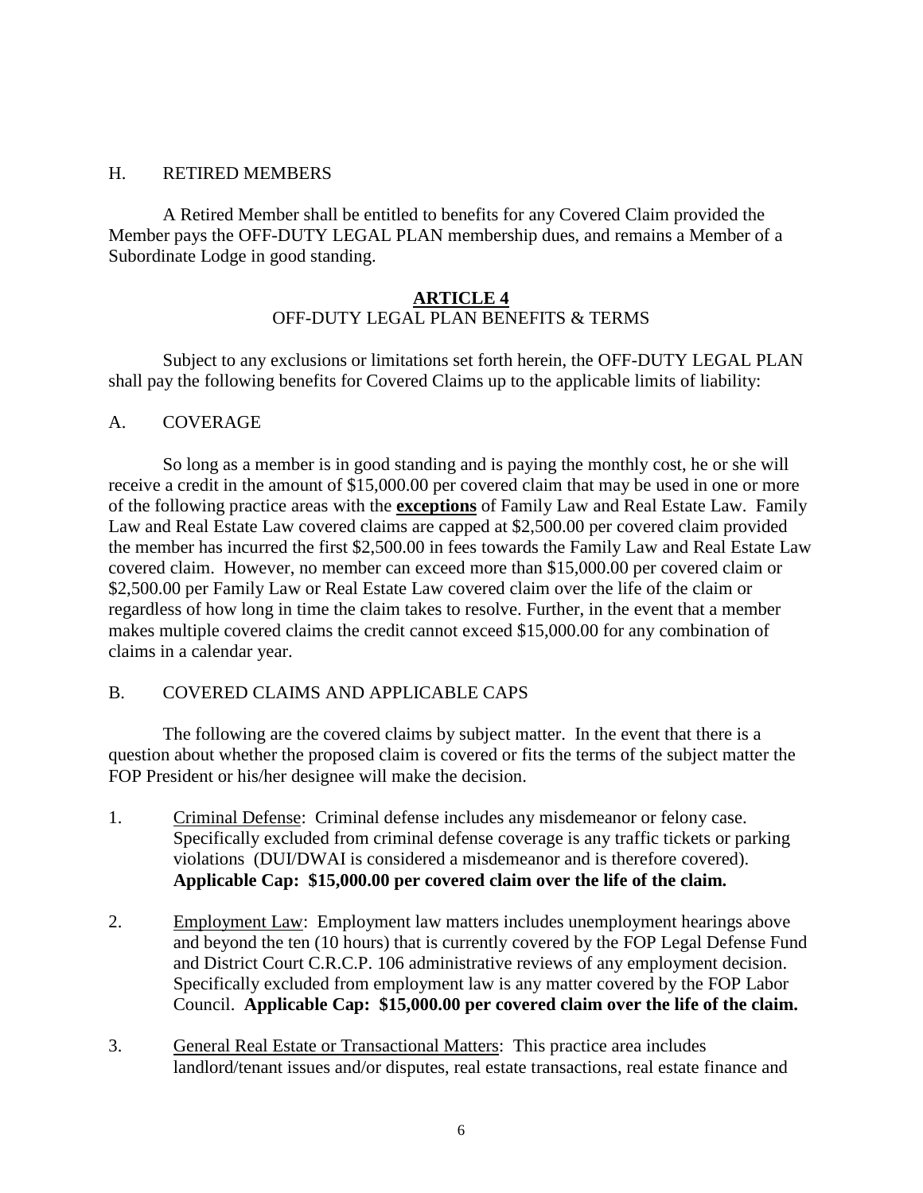## H. RETIRED MEMBERS

A Retired Member shall be entitled to benefits for any Covered Claim provided the Member pays the OFF-DUTY LEGAL PLAN membership dues, and remains a Member of a Subordinate Lodge in good standing.

## ARTICLE 4
OFF-DUTY LEGAL PLAN BENEFITS & TERMS

Subject to any exclusions or limitations set forth herein, the OFF-DUTY LEGAL PLAN shall pay the following benefits for Covered Claims up to the applicable limits of liability:

## A. COVERAGE

So long as a member is in good standing and is paying the monthly cost, he or she will receive a credit in the amount of $15,000.00 per covered claim that may be used in one or more of the following practice areas with the **exceptions** of Family Law and Real Estate Law. Family Law and Real Estate Law covered claims are capped at $2,500.00 per covered claim provided the member has incurred the first $2,500.00 in fees towards the Family Law and Real Estate Law covered claim. However, no member can exceed more than $15,000.00 per covered claim or $2,500.00 per Family Law or Real Estate Law covered claim over the life of the claim or regardless of how long in time the claim takes to resolve. Further, in the event that a member makes multiple covered claims the credit cannot exceed $15,000.00 for any combination of claims in a calendar year.

## B. COVERED CLAIMS AND APPLICABLE CAPS

The following are the covered claims by subject matter. In the event that there is a question about whether the proposed claim is covered or fits the terms of the subject matter the FOP President or his/her designee will make the decision.

1. Criminal Defense: Criminal defense includes any misdemeanor or felony case. Specifically excluded from criminal defense coverage is any traffic tickets or parking violations (DUI/DWAI is considered a misdemeanor and is therefore covered). **Applicable Cap: $15,000.00 per covered claim over the life of the claim.**

2. Employment Law: Employment law matters includes unemployment hearings above and beyond the ten (10 hours) that is currently covered by the FOP Legal Defense Fund and District Court C.R.C.P. 106 administrative reviews of any employment decision. Specifically excluded from employment law is any matter covered by the FOP Labor Council. **Applicable Cap: $15,000.00 per covered claim over the life of the claim.**

3. General Real Estate or Transactional Matters: This practice area includes landlord/tenant issues and/or disputes, real estate transactions, real estate finance and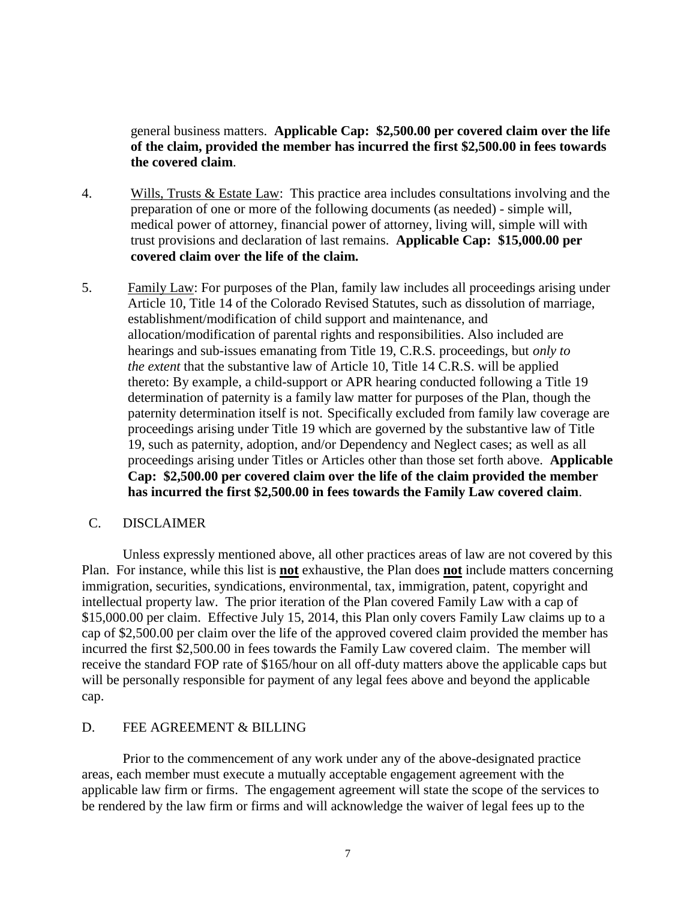general business matters. **Applicable Cap: $2,500.00 per covered claim over the life of the claim, provided the member has incurred the first $2,500.00 in fees towards the covered claim**.

4. <u>Wills, Trusts & Estate Law</u>: This practice area includes consultations involving and the preparation of one or more of the following documents (as needed) - simple will, medical power of attorney, financial power of attorney, living will, simple will with trust provisions and declaration of last remains. **Applicable Cap: $15,000.00 per covered claim over the life of the claim.**

5. <u>Family Law</u>: For purposes of the Plan, family law includes all proceedings arising under Article 10, Title 14 of the Colorado Revised Statutes, such as dissolution of marriage, establishment/modification of child support and maintenance, and allocation/modification of parental rights and responsibilities. Also included are hearings and sub-issues emanating from Title 19, C.R.S. proceedings, but *only to the extent* that the substantive law of Article 10, Title 14 C.R.S. will be applied thereto: By example, a child-support or APR hearing conducted following a Title 19 determination of paternity is a family law matter for purposes of the Plan, though the paternity determination itself is not. Specifically excluded from family law coverage are proceedings arising under Title 19 which are governed by the substantive law of Title 19, such as paternity, adoption, and/or Dependency and Neglect cases; as well as all proceedings arising under Titles or Articles other than those set forth above. **Applicable Cap: $2,500.00 per covered claim over the life of the claim provided the member has incurred the first $2,500.00 in fees towards the Family Law covered claim**.

## C. DISCLAIMER

Unless expressly mentioned above, all other practices areas of law are not covered by this Plan. For instance, while this list is **<u>not</u>** exhaustive, the Plan does **<u>not</u>** include matters concerning immigration, securities, syndications, environmental, tax, immigration, patent, copyright and intellectual property law. The prior iteration of the Plan covered Family Law with a cap of $15,000.00 per claim. Effective July 15, 2014, this Plan only covers Family Law claims up to a cap of $2,500.00 per claim over the life of the approved covered claim provided the member has incurred the first $2,500.00 in fees towards the Family Law covered claim. The member will receive the standard FOP rate of $165/hour on all off-duty matters above the applicable caps but will be personally responsible for payment of any legal fees above and beyond the applicable cap.

## D. FEE AGREEMENT & BILLING

Prior to the commencement of any work under any of the above-designated practice areas, each member must execute a mutually acceptable engagement agreement with the applicable law firm or firms. The engagement agreement will state the scope of the services to be rendered by the law firm or firms and will acknowledge the waiver of legal fees up to the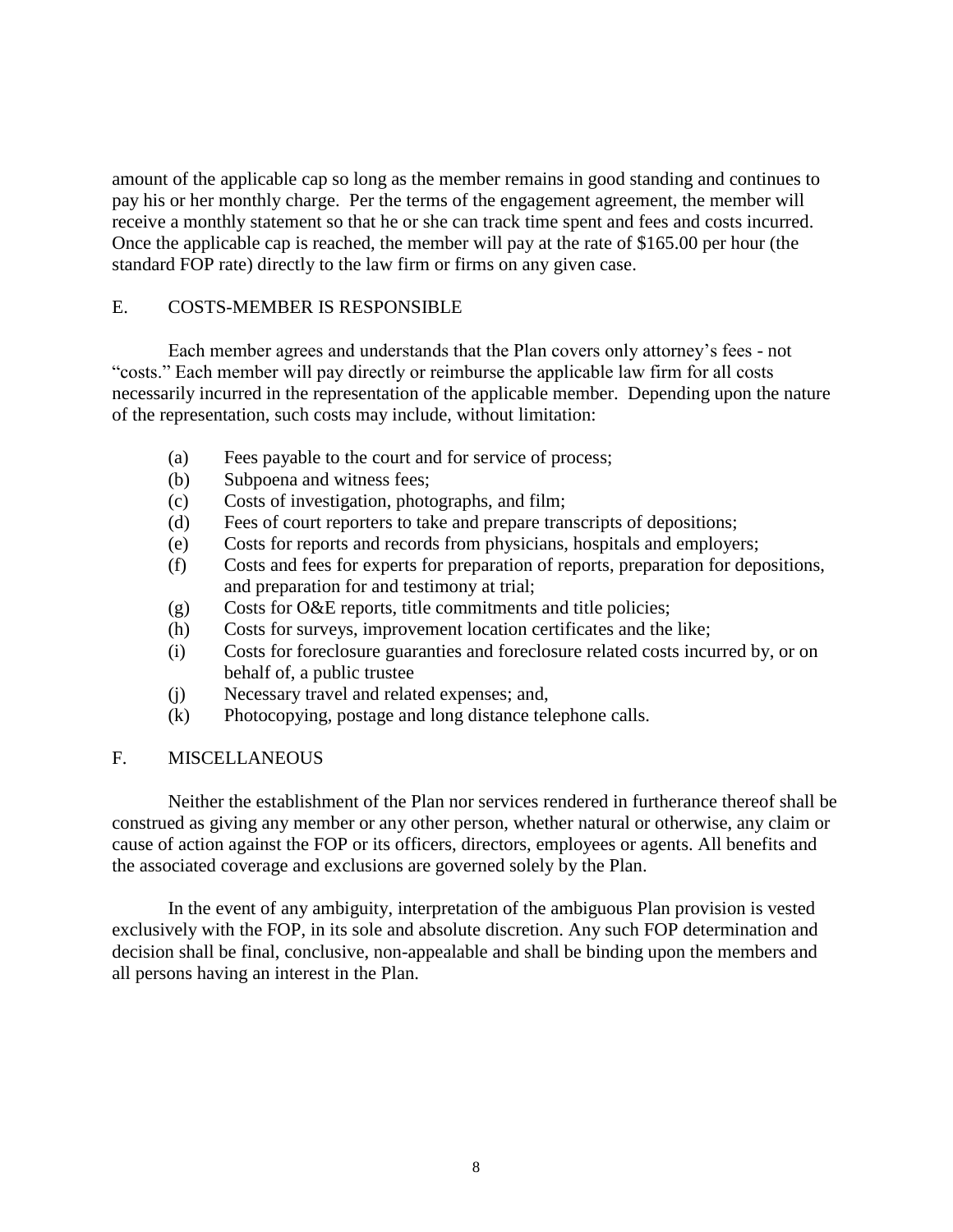amount of the applicable cap so long as the member remains in good standing and continues to pay his or her monthly charge. Per the terms of the engagement agreement, the member will receive a monthly statement so that he or she can track time spent and fees and costs incurred. Once the applicable cap is reached, the member will pay at the rate of $165.00 per hour (the standard FOP rate) directly to the law firm or firms on any given case.

## E. COSTS-MEMBER IS RESPONSIBLE

Each member agrees and understands that the Plan covers only attorney's fees - not "costs." Each member will pay directly or reimburse the applicable law firm for all costs necessarily incurred in the representation of the applicable member. Depending upon the nature of the representation, such costs may include, without limitation:

(a) Fees payable to the court and for service of process;
(b) Subpoena and witness fees;
(c) Costs of investigation, photographs, and film;
(d) Fees of court reporters to take and prepare transcripts of depositions;
(e) Costs for reports and records from physicians, hospitals and employers;
(f) Costs and fees for experts for preparation of reports, preparation for depositions, and preparation for and testimony at trial;
(g) Costs for O&E reports, title commitments and title policies;
(h) Costs for surveys, improvement location certificates and the like;
(i) Costs for foreclosure guaranties and foreclosure related costs incurred by, or on behalf of, a public trustee
(j) Necessary travel and related expenses; and,
(k) Photocopying, postage and long distance telephone calls.

## F. MISCELLANEOUS

Neither the establishment of the Plan nor services rendered in furtherance thereof shall be construed as giving any member or any other person, whether natural or otherwise, any claim or cause of action against the FOP or its officers, directors, employees or agents. All benefits and the associated coverage and exclusions are governed solely by the Plan.

In the event of any ambiguity, interpretation of the ambiguous Plan provision is vested exclusively with the FOP, in its sole and absolute discretion. Any such FOP determination and decision shall be final, conclusive, non-appealable and shall be binding upon the members and all persons having an interest in the Plan.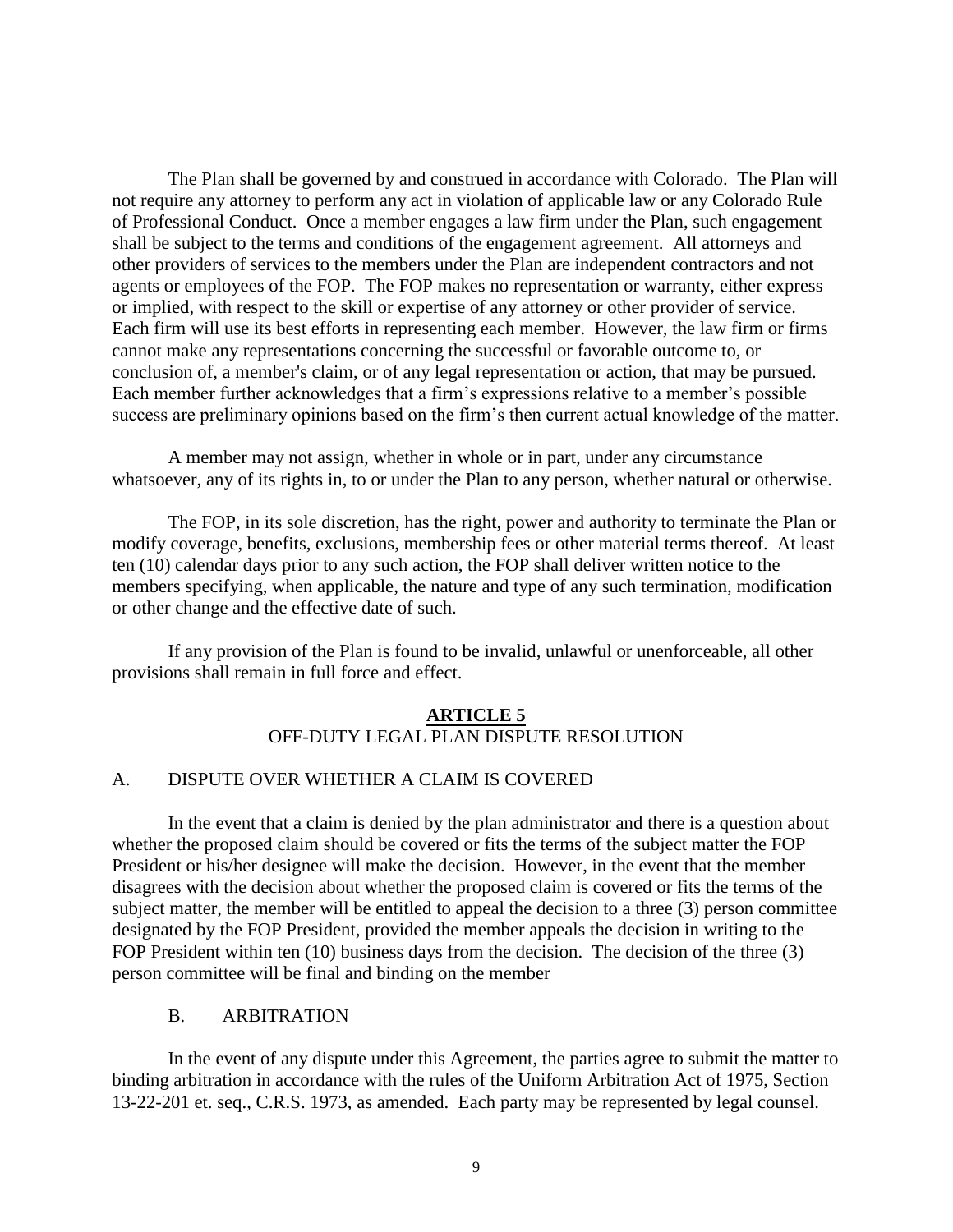The Plan shall be governed by and construed in accordance with Colorado. The Plan will not require any attorney to perform any act in violation of applicable law or any Colorado Rule of Professional Conduct. Once a member engages a law firm under the Plan, such engagement shall be subject to the terms and conditions of the engagement agreement. All attorneys and other providers of services to the members under the Plan are independent contractors and not agents or employees of the FOP. The FOP makes no representation or warranty, either express or implied, with respect to the skill or expertise of any attorney or other provider of service. Each firm will use its best efforts in representing each member. However, the law firm or firms cannot make any representations concerning the successful or favorable outcome to, or conclusion of, a member's claim, or of any legal representation or action, that may be pursued. Each member further acknowledges that a firm's expressions relative to a member's possible success are preliminary opinions based on the firm's then current actual knowledge of the matter.

A member may not assign, whether in whole or in part, under any circumstance whatsoever, any of its rights in, to or under the Plan to any person, whether natural or otherwise.

The FOP, in its sole discretion, has the right, power and authority to terminate the Plan or modify coverage, benefits, exclusions, membership fees or other material terms thereof. At least ten (10) calendar days prior to any such action, the FOP shall deliver written notice to the members specifying, when applicable, the nature and type of any such termination, modification or other change and the effective date of such.

If any provision of the Plan is found to be invalid, unlawful or unenforceable, all other provisions shall remain in full force and effect.

## ARTICLE 5
## OFF-DUTY LEGAL PLAN DISPUTE RESOLUTION

### A. DISPUTE OVER WHETHER A CLAIM IS COVERED

In the event that a claim is denied by the plan administrator and there is a question about whether the proposed claim should be covered or fits the terms of the subject matter the FOP President or his/her designee will make the decision. However, in the event that the member disagrees with the decision about whether the proposed claim is covered or fits the terms of the subject matter, the member will be entitled to appeal the decision to a three (3) person committee designated by the FOP President, provided the member appeals the decision in writing to the FOP President within ten (10) business days from the decision. The decision of the three (3) person committee will be final and binding on the member

### B. ARBITRATION

In the event of any dispute under this Agreement, the parties agree to submit the matter to binding arbitration in accordance with the rules of the Uniform Arbitration Act of 1975, Section 13-22-201 et. seq., C.R.S. 1973, as amended. Each party may be represented by legal counsel.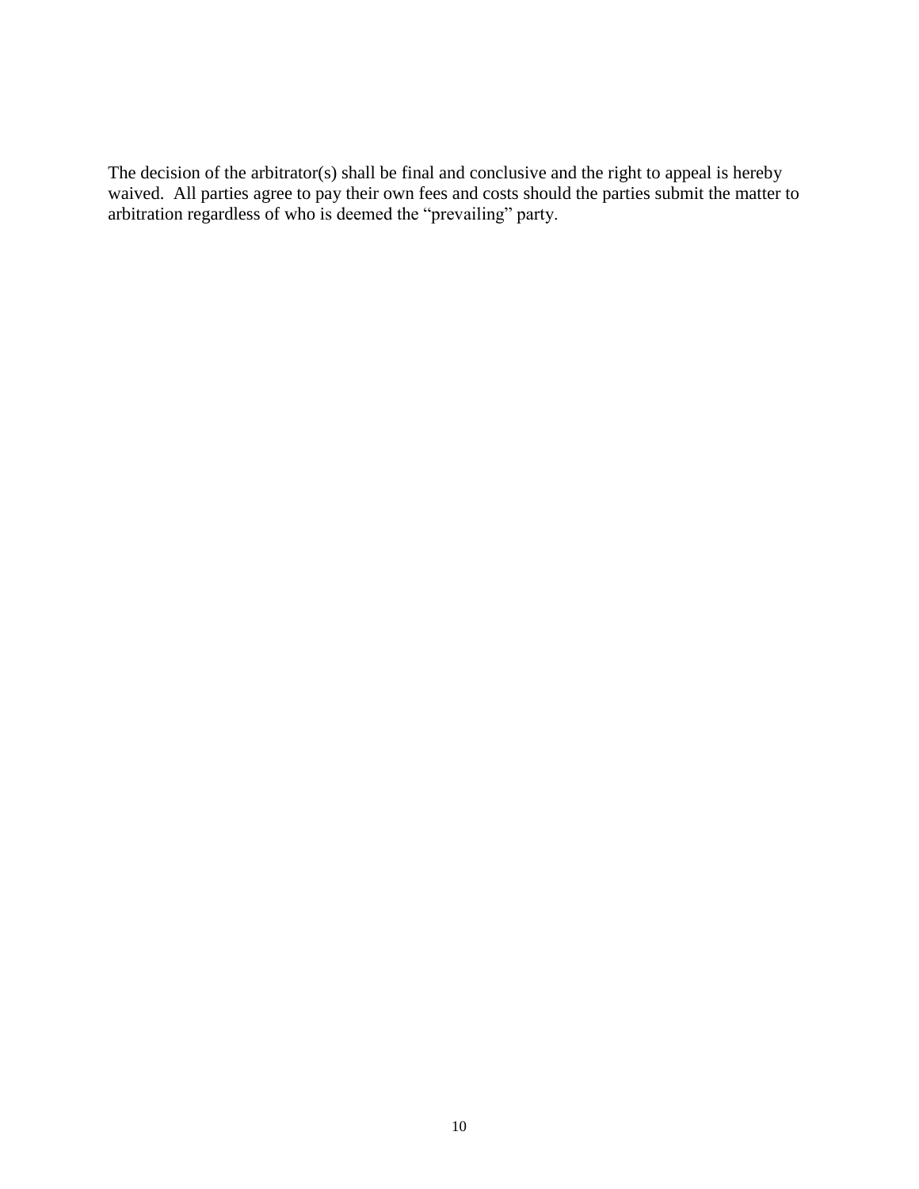The decision of the arbitrator(s) shall be final and conclusive and the right to appeal is hereby waived. All parties agree to pay their own fees and costs should the parties submit the matter to arbitration regardless of who is deemed the "prevailing" party.